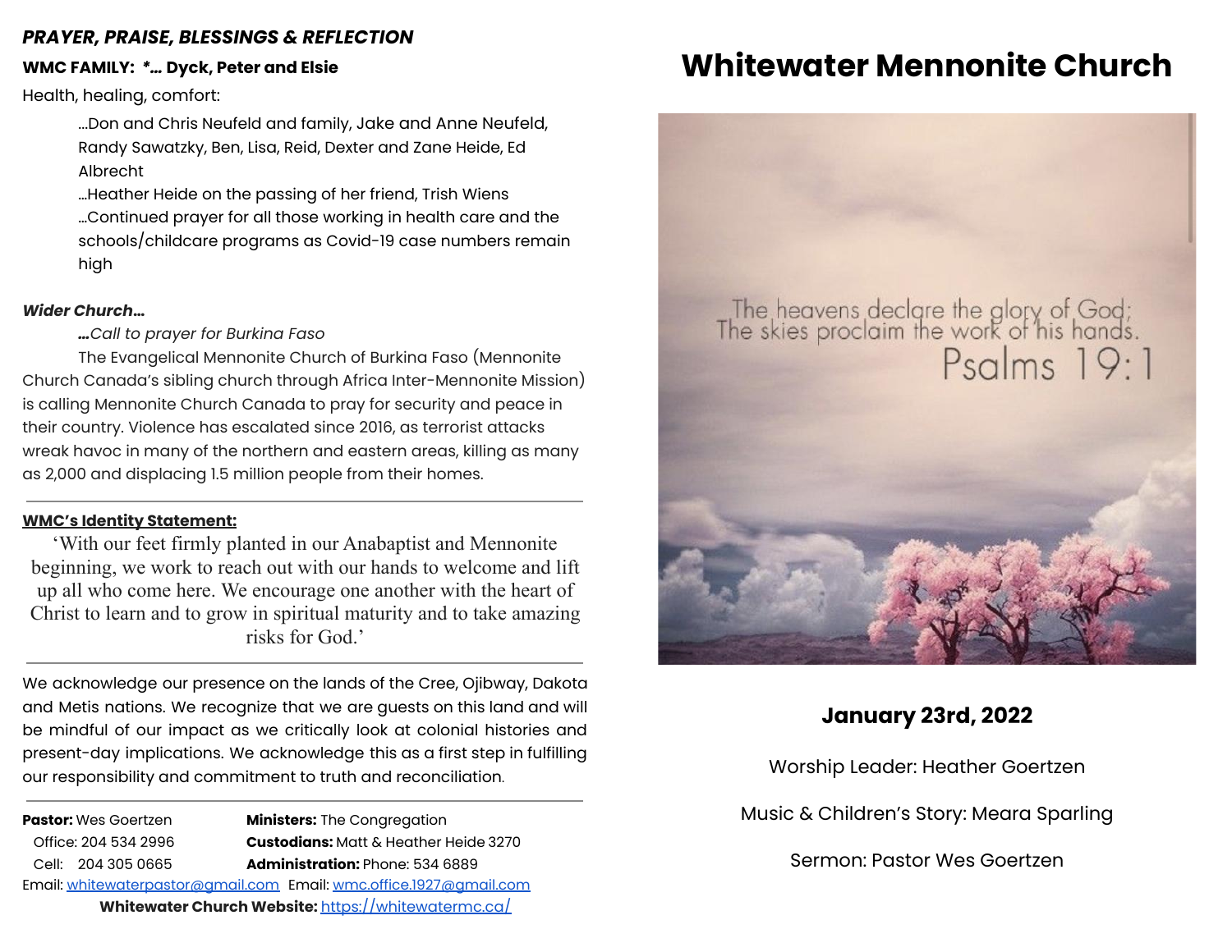***PRAYER, PRAISE, BLESSINGS & REFLECTION***

**WMC FAMILY: *… Dyck, Peter and Elsie**

Health, healing, comfort:

…Don and Chris Neufeld and family, Jake and Anne Neufeld, Randy Sawatzky, Ben, Lisa, Reid, Dexter and Zane Heide, Ed Albrecht

…Heather Heide on the passing of her friend, Trish Wiens

…Continued prayer for all those working in health care and the schools/childcare programs as Covid-19 case numbers remain high

***Wider Church…***

***…****Call to prayer for Burkina Faso*

The Evangelical Mennonite Church of Burkina Faso (Mennonite Church Canada's sibling church through Africa Inter-Mennonite Mission) is calling Mennonite Church Canada to pray for security and peace in their country. Violence has escalated since 2016, as terrorist attacks wreak havoc in many of the northern and eastern areas, killing as many as 2,000 and displacing 1.5 million people from their homes.

---

**WMC's Identity Statement:**

'With our feet firmly planted in our Anabaptist and Mennonite beginning, we work to reach out with our hands to welcome and lift up all who come here. We encourage one another with the heart of Christ to learn and to grow in spiritual maturity and to take amazing risks for God.'

---

We acknowledge our presence on the lands of the Cree, Ojibway, Dakota and Metis nations. We recognize that we are guests on this land and will be mindful of our impact as we critically look at colonial histories and present-day implications. We acknowledge this as a first step in fulfilling our responsibility and commitment to truth and reconciliation.

---

**Pastor:** Wes Goertzen
Office: 204 534 2996
Cell: 204 305 0665
Email: whitewaterpastor@gmail.com

**Ministers:** The Congregation
**Custodians:** Matt & Heather Heide 3270
**Administration:** Phone: 534 6889
Email: wmc.office.1927@gmail.com

**Whitewater Church Website:** https://whitewatermc.ca/

# Whitewater Mennonite Church

The heavens declare the glory of God;
The skies proclaim the work of his hands.
Psalms 19:1

## January 23rd, 2022

Worship Leader: Heather Goertzen

Music & Children's Story: Meara Sparling

Sermon: Pastor Wes Goertzen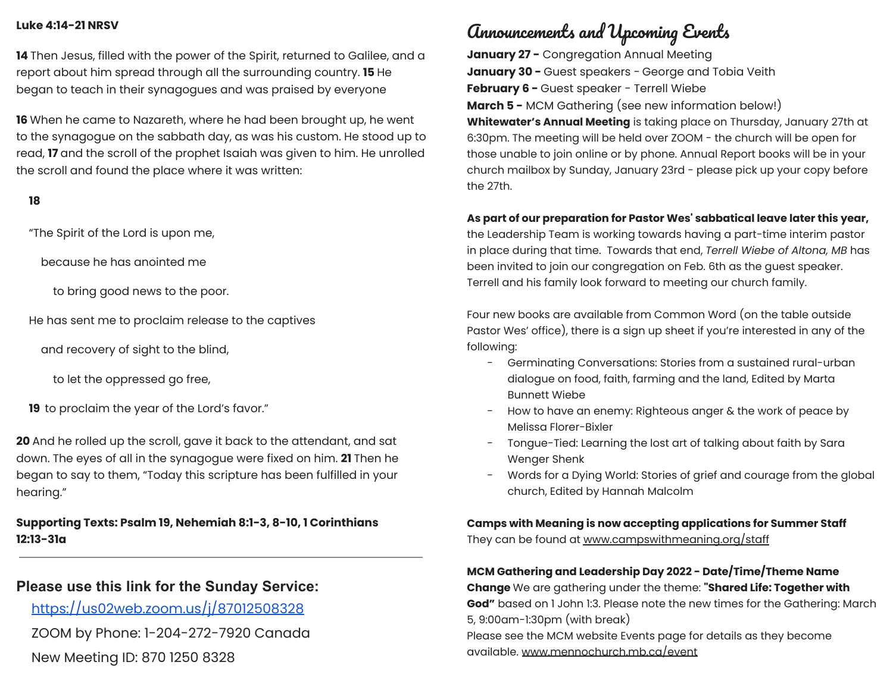**Luke 4:14-21 NRSV**

**14** Then Jesus, filled with the power of the Spirit, returned to Galilee, and a report about him spread through all the surrounding country. **15** He began to teach in their synagogues and was praised by everyone

**16** When he came to Nazareth, where he had been brought up, he went to the synagogue on the sabbath day, as was his custom. He stood up to read, **17** and the scroll of the prophet Isaiah was given to him. He unrolled the scroll and found the place where it was written:

**18**

"The Spirit of the Lord is upon me,

because he has anointed me

to bring good news to the poor.

He has sent me to proclaim release to the captives

and recovery of sight to the blind,

to let the oppressed go free,

**19** to proclaim the year of the Lord's favor."

**20** And he rolled up the scroll, gave it back to the attendant, and sat down. The eyes of all in the synagogue were fixed on him. **21** Then he began to say to them, "Today this scripture has been fulfilled in your hearing."

**Supporting Texts: Psalm 19, Nehemiah 8:1-3, 8-10, 1 Corinthians 12:13-31a**

---

**Please use this link for the Sunday Service:**

[https://us02web.zoom.us/j/87012508328](https://us02web.zoom.us/j/87012508328)

ZOOM by Phone: 1-204-272-7920 Canada

New Meeting ID: 870 1250 8328

## Announcements and Upcoming Events

**January 27 -** Congregation Annual Meeting
**January 30 -** Guest speakers - George and Tobia Veith
**February 6 -** Guest speaker - Terrell Wiebe
**March 5 -** MCM Gathering (see new information below!)

**Whitewater's Annual Meeting** is taking place on Thursday, January 27th at 6:30pm. The meeting will be held over ZOOM - the church will be open for those unable to join online or by phone. Annual Report books will be in your church mailbox by Sunday, January 23rd - please pick up your copy before the 27th.

**As part of our preparation for Pastor Wes' sabbatical leave later this year,** the Leadership Team is working towards having a part-time interim pastor in place during that time. Towards that end, *Terrell Wiebe of Altona, MB* has been invited to join our congregation on Feb. 6th as the guest speaker. Terrell and his family look forward to meeting our church family.

Four new books are available from Common Word (on the table outside Pastor Wes' office), there is a sign up sheet if you're interested in any of the following:

- Germinating Conversations: Stories from a sustained rural-urban dialogue on food, faith, farming and the land, Edited by Marta Bunnett Wiebe
- How to have an enemy: Righteous anger & the work of peace by Melissa Florer-Bixler
- Tongue-Tied: Learning the lost art of talking about faith by Sara Wenger Shenk
- Words for a Dying World: Stories of grief and courage from the global church, Edited by Hannah Malcolm

**Camps with Meaning is now accepting applications for Summer Staff**
They can be found at www.campswithmeaning.org/staff

**MCM Gathering and Leadership Day 2022 - Date/Time/Theme Name Change** We are gathering under the theme: **"Shared Life: Together with God"** based on 1 John 1:3. Please note the new times for the Gathering: March 5, 9:00am-1:30pm (with break)
Please see the MCM website Events page for details as they become available. www.mennochurch.mb.ca/event